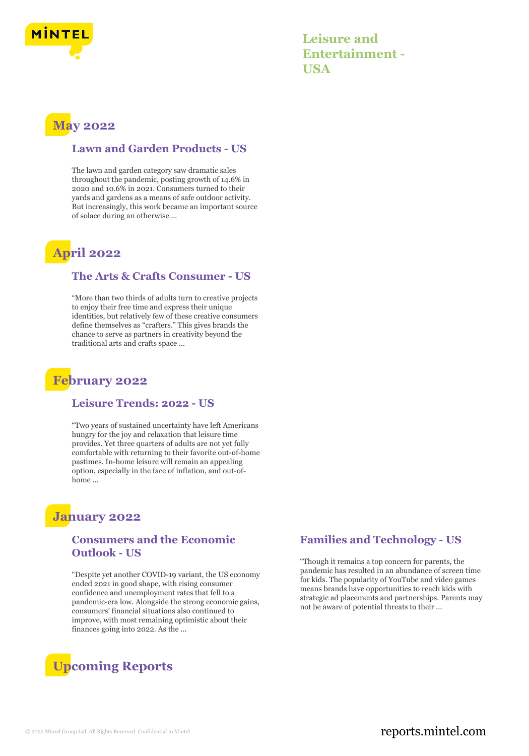# Leisure and Entertainment - USA

## May 2022

### Lawn and Garden Products - US

The lawn and garden category saw dramatic sales throughout the pandemic, posting growth of 14.6% in 2020 and 10.6% in 2021. Consumers turned to their yards and gardens as a means of safe outdoor activity. But increasingly, this work became an important source of solace during an otherwise ...

## April 2022

### The Arts & Crafts Consumer - US

"More than two thirds of adults turn to creative projects to enjoy their free time and express their unique identities, but relatively few of these creative consumers define themselves as "crafters." This gives brands the chance to serve as partners in creativity beyond the traditional arts and crafts space ...

## February 2022

### Leisure Trends: 2022 - US

"Two years of sustained uncertainty have left Americans hungry for the joy and relaxation that leisure time provides. Yet three quarters of adults are not yet fully comfortable with returning to their favorite out-of-home pastimes. In-home leisure will remain an appealing option, especially in the face of inflation, and out-of-home ...

## January 2022

### Consumers and the Economic Outlook - US

"Despite yet another COVID-19 variant, the US economy ended 2021 in good shape, with rising consumer confidence and unemployment rates that fell to a pandemic-era low. Alongside the strong economic gains, consumers' financial situations also continued to improve, with most remaining optimistic about their finances going into 2022. As the ...

### Families and Technology - US

"Though it remains a top concern for parents, the pandemic has resulted in an abundance of screen time for kids. The popularity of YouTube and video games means brands have opportunities to reach kids with strategic ad placements and partnerships. Parents may not be aware of potential threats to their ...

## Upcoming Reports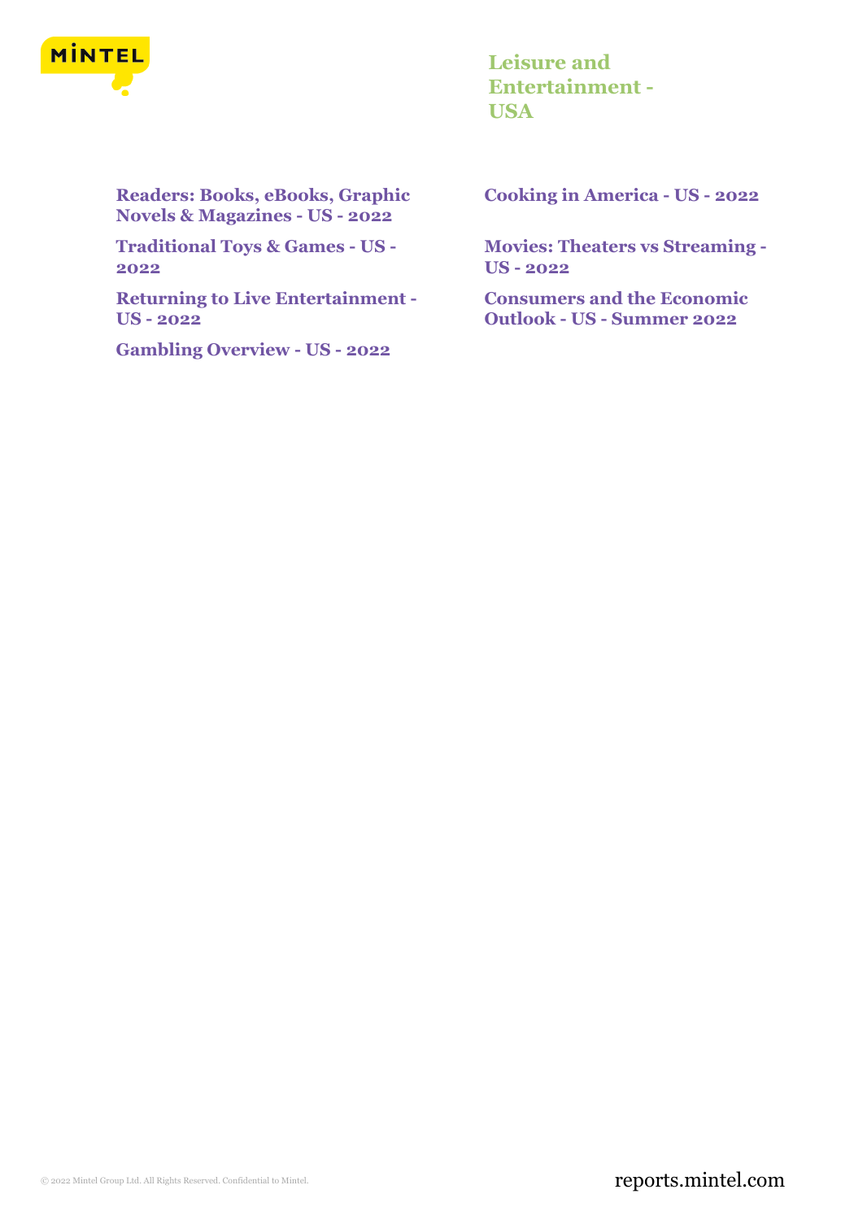# Leisure and Entertainment - USA

Readers: Books, eBooks, Graphic Novels & Magazines - US - 2022

Traditional Toys & Games - US - 2022

Returning to Live Entertainment - US - 2022

Gambling Overview - US - 2022

Cooking in America - US - 2022

Movies: Theaters vs Streaming - US - 2022

Consumers and the Economic Outlook - US - Summer 2022